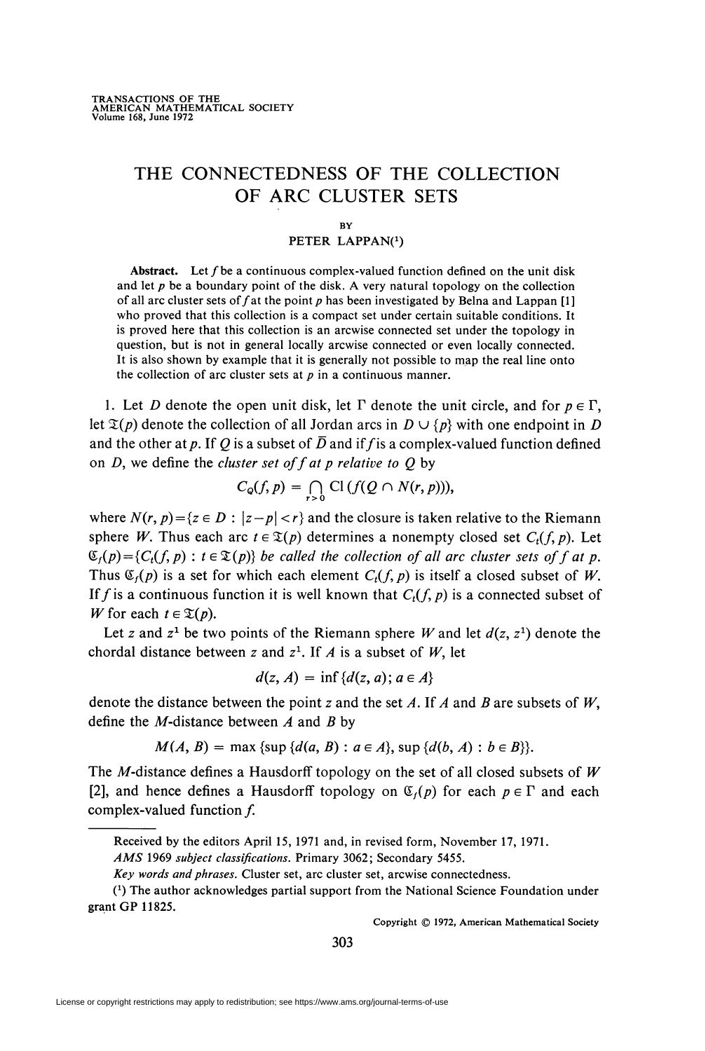# THE CONNECTEDNESS OF THE COLLECTION OF ARC CLUSTER SETS

BY

PETER LAPPAN[1]

**Abstract.** Let $f$ be a continuous complex-valued function defined on the unit disk and let $p$ be a boundary point of the disk. A very natural topology on the collection of all arc cluster sets of $f$ at the point $p$ has been investigated by Belna and Lappan [1] who proved that this collection is a compact set under certain suitable conditions. It is proved here that this collection is an arcwise connected set under the topology in question, but is not in general locally arcwise connected or even locally connected. It is also shown by example that it is generally not possible to map the real line onto the collection of arc cluster sets at $p$ in a continuous manner.

1. Let $D$ denote the open unit disk, let $\Gamma$ denote the unit circle, and for $p \in \Gamma$, let $\mathfrak{T}(p)$ denote the collection of all Jordan arcs in $D \cup \{p\}$ with one endpoint in $D$ and the other at $p$. If $Q$ is a subset of $\bar{D}$ and if $f$ is a complex-valued function defined on $D$, we define the *cluster set of $f$ at $p$ relative to $Q$* by

$$C_Q(f, p) = \bigcap_{r>0} \mathrm{Cl}\,(f(Q \cap N(r, p))),$$

where $N(r, p) = \{z \in D : |z-p| < r\}$ and the closure is taken relative to the Riemann sphere $W$. Thus each arc $t \in \mathfrak{T}(p)$ determines a nonempty closed set $C_t(f, p)$. Let $\mathfrak{C}_f(p) = \{C_t(f, p) : t \in \mathfrak{T}(p)\}$ *be called the collection of all arc cluster sets of $f$ at $p$.* Thus $\mathfrak{C}_f(p)$ is a set for which each element $C_t(f, p)$ is itself a closed subset of $W$. If $f$ is a continuous function it is well known that $C_t(f, p)$ is a connected subset of $W$ for each $t \in \mathfrak{T}(p)$.

Let $z$ and $z^1$ be two points of the Riemann sphere $W$ and let $d(z, z^1)$ denote the chordal distance between $z$ and $z^1$. If $A$ is a subset of $W$, let

$$d(z, A) = \inf\{d(z, a); a \in A\}$$

denote the distance between the point $z$ and the set $A$. If $A$ and $B$ are subsets of $W$, define the $M$-distance between $A$ and $B$ by

$$M(A, B) = \max\{\sup\{d(a, B) : a \in A\}, \sup\{d(b, A) : b \in B\}\}.$$

The $M$-distance defines a Hausdorff topology on the set of all closed subsets of $W$ [2], and hence defines a Hausdorff topology on $\mathfrak{C}_f(p)$ for each $p \in \Gamma$ and each complex-valued function $f$.

---

Received by the editors April 15, 1971 and, in revised form, November 17, 1971.

*AMS 1969 subject classifications.* Primary 3062; Secondary 5455.

*Key words and phrases.* Cluster set, arc cluster set, arcwise connectedness.

[1] The author acknowledges partial support from the National Science Foundation under grant GP 11825.

Copyright © 1972, American Mathematical Society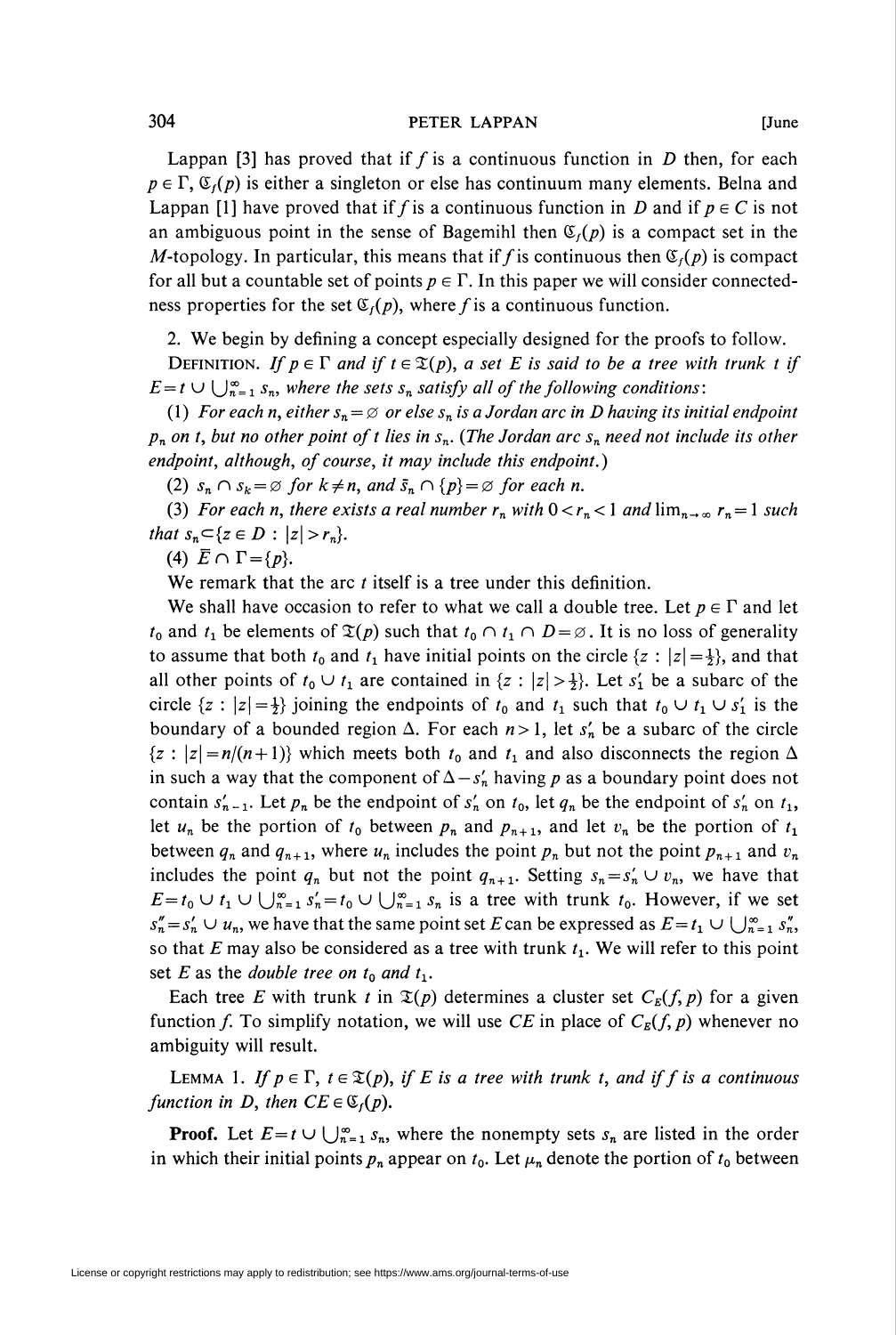Lappan [3] has proved that if $f$ is a continuous function in $D$ then, for each $p \in \Gamma$, $\mathfrak{C}_f(p)$ is either a singleton or else has continuum many elements. Belna and Lappan [1] have proved that if $f$ is a continuous function in $D$ and if $p \in C$ is not an ambiguous point in the sense of Bagemihl then $\mathfrak{C}_f(p)$ is a compact set in the $M$-topology. In particular, this means that if $f$ is continuous then $\mathfrak{C}_f(p)$ is compact for all but a countable set of points $p \in \Gamma$. In this paper we will consider connectedness properties for the set $\mathfrak{C}_f(p)$, where $f$ is a continuous function.

2. We begin by defining a concept especially designed for the proofs to follow.

DEFINITION. *If $p \in \Gamma$ and if $t \in \mathfrak{T}(p)$, a set $E$ is said to be a tree with trunk $t$ if $E = t \cup \bigcup_{n=1}^{\infty} s_n$, where the sets $s_n$ satisfy all of the following conditions*:

(1) *For each $n$, either $s_n = \varnothing$ or else $s_n$ is a Jordan arc in $D$ having its initial endpoint $p_n$ on $t$, but no other point of $t$ lies in $s_n$. (The Jordan arc $s_n$ need not include its other endpoint, although, of course, it may include this endpoint.)*

(2) *$s_n \cap s_k = \varnothing$ for $k \neq n$, and $\bar{s}_n \cap \{p\} = \varnothing$ for each $n$.*

(3) *For each $n$, there exists a real number $r_n$ with $0 < r_n < 1$ and $\lim_{n \to \infty} r_n = 1$ such that $s_n \subset \{z \in D : |z| > r_n\}$.*

(4) *$\bar{E} \cap \Gamma = \{p\}$.*

We remark that the arc $t$ itself is a tree under this definition.

We shall have occasion to refer to what we call a double tree. Let $p \in \Gamma$ and let $t_0$ and $t_1$ be elements of $\mathfrak{T}(p)$ such that $t_0 \cap t_1 \cap D = \varnothing$. It is no loss of generality to assume that both $t_0$ and $t_1$ have initial points on the circle $\{z : |z| = \frac{1}{2}\}$, and that all other points of $t_0 \cup t_1$ are contained in $\{z : |z| > \frac{1}{2}\}$. Let $s_1'$ be a subarc of the circle $\{z : |z| = \frac{1}{2}\}$ joining the endpoints of $t_0$ and $t_1$ such that $t_0 \cup t_1 \cup s_1'$ is the boundary of a bounded region $\Delta$. For each $n > 1$, let $s_n'$ be a subarc of the circle $\{z : |z| = n/(n+1)\}$ which meets both $t_0$ and $t_1$ and also disconnects the region $\Delta$ in such a way that the component of $\Delta - s_n'$ having $p$ as a boundary point does not contain $s_{n-1}'$. Let $p_n$ be the endpoint of $s_n'$ on $t_0$, let $q_n$ be the endpoint of $s_n'$ on $t_1$, let $u_n$ be the portion of $t_0$ between $p_n$ and $p_{n+1}$, and let $v_n$ be the portion of $t_1$ between $q_n$ and $q_{n+1}$, where $u_n$ includes the point $p_n$ but not the point $p_{n+1}$ and $v_n$ includes the point $q_n$ but not the point $q_{n+1}$. Setting $s_n = s_n' \cup v_n$, we have that $E = t_0 \cup t_1 \cup \bigcup_{n=1}^{\infty} s_n' = t_0 \cup \bigcup_{n=1}^{\infty} s_n$ is a tree with trunk $t_0$. However, if we set $s_n'' = s_n' \cup u_n$, we have that the same point set $E$ can be expressed as $E = t_1 \cup \bigcup_{n=1}^{\infty} s_n''$, so that $E$ may also be considered as a tree with trunk $t_1$. We will refer to this point set $E$ as the *double tree on $t_0$ and $t_1$*.

Each tree $E$ with trunk $t$ in $\mathfrak{T}(p)$ determines a cluster set $C_E(f, p)$ for a given function $f$. To simplify notation, we will use $CE$ in place of $C_E(f, p)$ whenever no ambiguity will result.

LEMMA 1. *If $p \in \Gamma$, $t \in \mathfrak{T}(p)$, if $E$ is a tree with trunk $t$, and if $f$ is a continuous function in $D$, then $CE \in \mathfrak{C}_f(p)$.*

**Proof.** Let $E = t \cup \bigcup_{n=1}^{\infty} s_n$, where the nonempty sets $s_n$ are listed in the order in which their initial points $p_n$ appear on $t_0$. Let $\mu_n$ denote the portion of $t_0$ between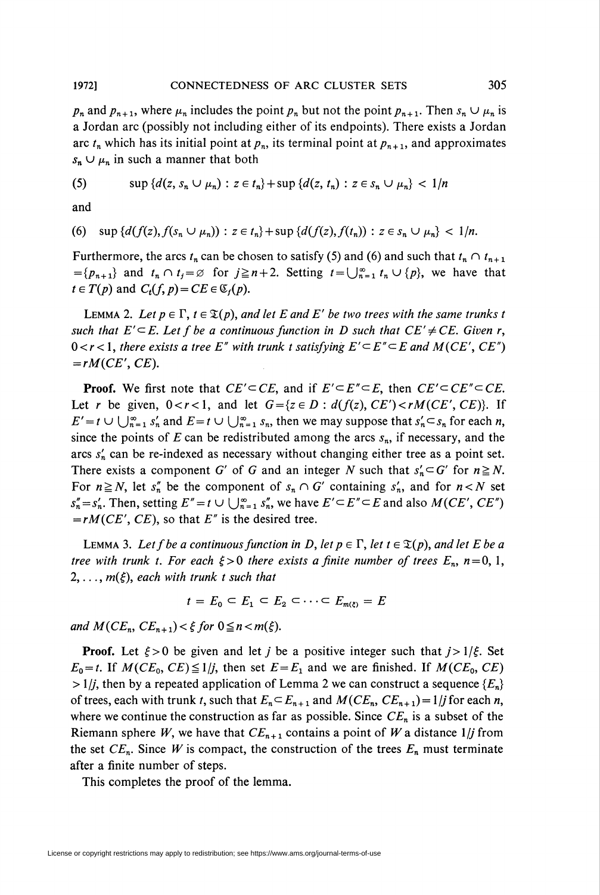$p_n$ and $p_{n+1}$, where $\mu_n$ includes the point $p_n$ but not the point $p_{n+1}$. Then $s_n \cup \mu_n$ is a Jordan arc (possibly not including either of its endpoints). There exists a Jordan arc $t_n$ which has its initial point at $p_n$, its terminal point at $p_{n+1}$, and approximates $s_n \cup \mu_n$ in such a manner that both

$$\text{(5)} \qquad \sup\{d(z, s_n \cup \mu_n) : z \in t_n\} + \sup\{d(z, t_n) : z \in s_n \cup \mu_n\} < 1/n$$

and

$$\text{(6)} \quad \sup\{d(f(z), f(s_n \cup \mu_n)) : z \in t_n\} + \sup\{d(f(z), f(t_n)) : z \in s_n \cup \mu_n\} < 1/n.$$

Furthermore, the arcs $t_n$ can be chosen to satisfy (5) and (6) and such that $t_n \cap t_{n+1} = \{p_{n+1}\}$ and $t_n \cap t_j = \varnothing$ for $j \geqq n+2$. Setting $t = \bigcup_{n=1}^{\infty} t_n \cup \{p\}$, we have that $t \in T(p)$ and $C_t(f, p) = CE \in \mathfrak{C}_f(p)$.

LEMMA 2. *Let $p \in \Gamma$, $t \in \mathfrak{T}(p)$, and let $E$ and $E'$ be two trees with the same trunks $t$ such that $E' \subset E$. Let $f$ be a continuous function in $D$ such that $CE' \neq CE$. Given $r$, $0 < r < 1$, there exists a tree $E''$ with trunk $t$ satisfying $E' \subset E'' \subset E$ and $M(CE', CE'') = rM(CE', CE)$.*

**Proof.** We first note that $CE' \subset CE$, and if $E' \subset E'' \subset E$, then $CE' \subset CE'' \subset CE$. Let $r$ be given, $0 < r < 1$, and let $G = \{z \in D : d(f(z), CE') < rM(CE', CE)\}$. If $E' = t \cup \bigcup_{n=1}^{\infty} s'_n$ and $E = t \cup \bigcup_{n=1}^{\infty} s_n$, then we may suppose that $s'_n \subset s_n$ for each $n$, since the points of $E$ can be redistributed among the arcs $s_n$, if necessary, and the arcs $s'_n$ can be re-indexed as necessary without changing either tree as a point set. There exists a component $G'$ of $G$ and an integer $N$ such that $s'_n \subset G'$ for $n \geqq N$. For $n \geqq N$, let $s''_n$ be the component of $s_n \cap G'$ containing $s'_n$, and for $n < N$ set $s''_n = s'_n$. Then, setting $E'' = t \cup \bigcup_{n=1}^{\infty} s''_n$, we have $E' \subset E'' \subset E$ and also $M(CE', CE'') = rM(CE', CE)$, so that $E''$ is the desired tree.

LEMMA 3. *Let $f$ be a continuous function in $D$, let $p \in \Gamma$, let $t \in \mathfrak{T}(p)$, and let $E$ be a tree with trunk $t$. For each $\xi > 0$ there exists a finite number of trees $E_n$, $n = 0, 1, 2, \ldots, m(\xi)$, each with trunk $t$ such that*

$$t = E_0 \subset E_1 \subset E_2 \subset \cdots \subset E_{m(\xi)} = E$$

*and $M(CE_n, CE_{n+1}) < \xi$ for $0 \leqq n < m(\xi)$.*

**Proof.** Let $\xi > 0$ be given and let $j$ be a positive integer such that $j > 1/\xi$. Set $E_0 = t$. If $M(CE_0, CE) \leqq 1/j$, then set $E = E_1$ and we are finished. If $M(CE_0, CE) > 1/j$, then by a repeated application of Lemma 2 we can construct a sequence $\{E_n\}$ of trees, each with trunk $t$, such that $E_n \subset E_{n+1}$ and $M(CE_n, CE_{n+1}) = 1/j$ for each $n$, where we continue the construction as far as possible. Since $CE_n$ is a subset of the Riemann sphere $W$, we have that $CE_{n+1}$ contains a point of $W$ a distance $1/j$ from the set $CE_n$. Since $W$ is compact, the construction of the trees $E_n$ must terminate after a finite number of steps.

This completes the proof of the lemma.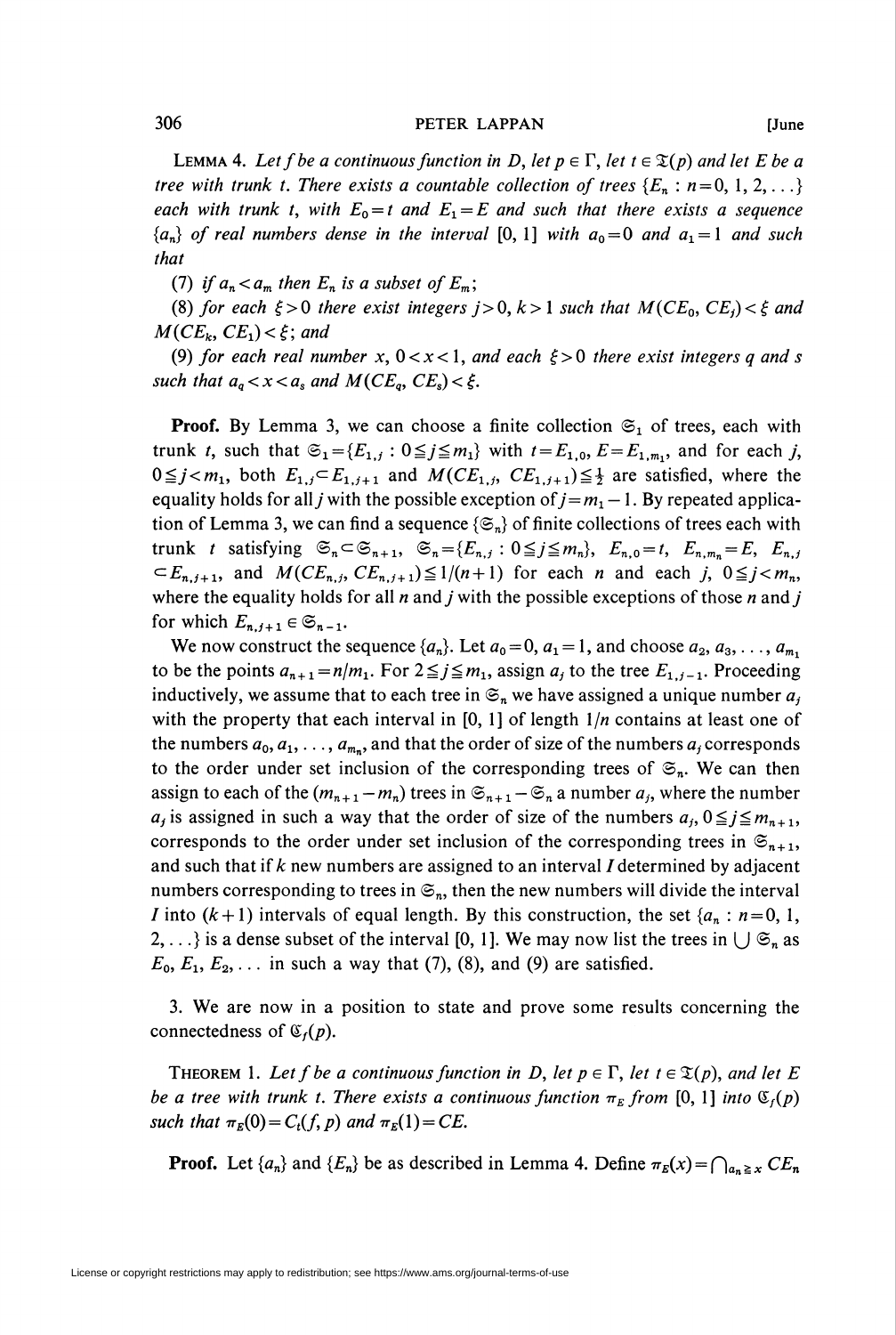LEMMA 4. *Let $f$ be a continuous function in $D$, let $p \in \Gamma$, let $t \in \mathfrak{T}(p)$ and let $E$ be a tree with trunk $t$. There exists a countable collection of trees $\{E_n : n=0, 1, 2, \ldots\}$ each with trunk $t$, with $E_0 = t$ and $E_1 = E$ and such that there exists a sequence $\{a_n\}$ of real numbers dense in the interval $[0, 1]$ with $a_0 = 0$ and $a_1 = 1$ and such that*

(7) *if $a_n < a_m$ then $E_n$ is a subset of $E_m$;*

(8) *for each $\xi > 0$ there exist integers $j > 0$, $k > 1$ such that $M(CE_0, CE_j) < \xi$ and $M(CE_k, CE_1) < \xi$; and*

(9) *for each real number $x$, $0 < x < 1$, and each $\xi > 0$ there exist integers $q$ and $s$ such that $a_q < x < a_s$ and $M(CE_q, CE_s) < \xi$.*

**Proof.** By Lemma 3, we can choose a finite collection $\mathfrak{S}_1$ of trees, each with trunk $t$, such that $\mathfrak{S}_1 = \{E_{1,j} : 0 \leq j \leq m_1\}$ with $t = E_{1,0}$, $E = E_{1,m_1}$, and for each $j$, $0 \leq j < m_1$, both $E_{1,j} \subset E_{1,j+1}$ and $M(CE_{1,j}, CE_{1,j+1}) \leq \frac{1}{2}$ are satisfied, where the equality holds for all $j$ with the possible exception of $j = m_1 - 1$. By repeated application of Lemma 3, we can find a sequence $\{\mathfrak{S}_n\}$ of finite collections of trees each with trunk $t$ satisfying $\mathfrak{S}_n \subset \mathfrak{S}_{n+1}$, $\mathfrak{S}_n = \{E_{n,j} : 0 \leq j \leq m_n\}$, $E_{n,0} = t$, $E_{n,m_n} = E$, $E_{n,j} \subset E_{n,j+1}$, and $M(CE_{n,j}, CE_{n,j+1}) \leq 1/(n+1)$ for each $n$ and $j$, $0 \leq j < m_n$, where the equality holds for all $n$ and $j$ with the possible exceptions of those $n$ and $j$ for which $E_{n,j+1} \in \mathfrak{S}_{n-1}$.

We now construct the sequence $\{a_n\}$. Let $a_0 = 0$, $a_1 = 1$, and choose $a_2, a_3, \ldots, a_{m_1}$ to be the points $a_{n+1} = n/m_1$. For $2 \leq j \leq m_1$, assign $a_j$ to the tree $E_{1,j-1}$. Proceeding inductively, we assume that to each tree in $\mathfrak{S}_n$ we have assigned a unique number $a_j$ with the property that each interval in $[0, 1]$ of length $1/n$ contains at least one of the numbers $a_0, a_1, \ldots, a_{m_n}$, and that the order of size of the numbers $a_j$ corresponds to the order under set inclusion of the corresponding trees of $\mathfrak{S}_n$. We can then assign to each of the $(m_{n+1} - m_n)$ trees in $\mathfrak{S}_{n+1} - \mathfrak{S}_n$ a number $a_j$, where the number $a_j$ is assigned in such a way that the order of size of the numbers $a_j$, $0 \leq j \leq m_{n+1}$, corresponds to the order under set inclusion of the corresponding trees in $\mathfrak{S}_{n+1}$, and such that if $k$ new numbers are assigned to an interval $I$ determined by adjacent numbers corresponding to trees in $\mathfrak{S}_n$, then the new numbers will divide the interval $I$ into $(k+1)$ intervals of equal length. By this construction, the set $\{a_n : n = 0, 1, 2, \ldots\}$ is a dense subset of the interval $[0, 1]$. We may now list the trees in $\bigcup \mathfrak{S}_n$ as $E_0, E_1, E_2, \ldots$ in such a way that (7), (8), and (9) are satisfied.

3. We are now in a position to state and prove some results concerning the connectedness of $\mathfrak{C}_f(p)$.

THEOREM 1. *Let $f$ be a continuous function in $D$, let $p \in \Gamma$, let $t \in \mathfrak{T}(p)$, and let $E$ be a tree with trunk $t$. There exists a continuous function $\pi_E$ from $[0, 1]$ into $\mathfrak{C}_f(p)$ such that $\pi_E(0) = C_t(f, p)$ and $\pi_E(1) = CE$.*

**Proof.** Let $\{a_n\}$ and $\{E_n\}$ be as described in Lemma 4. Define $\pi_E(x) = \bigcap_{a_n \geq x} CE_n$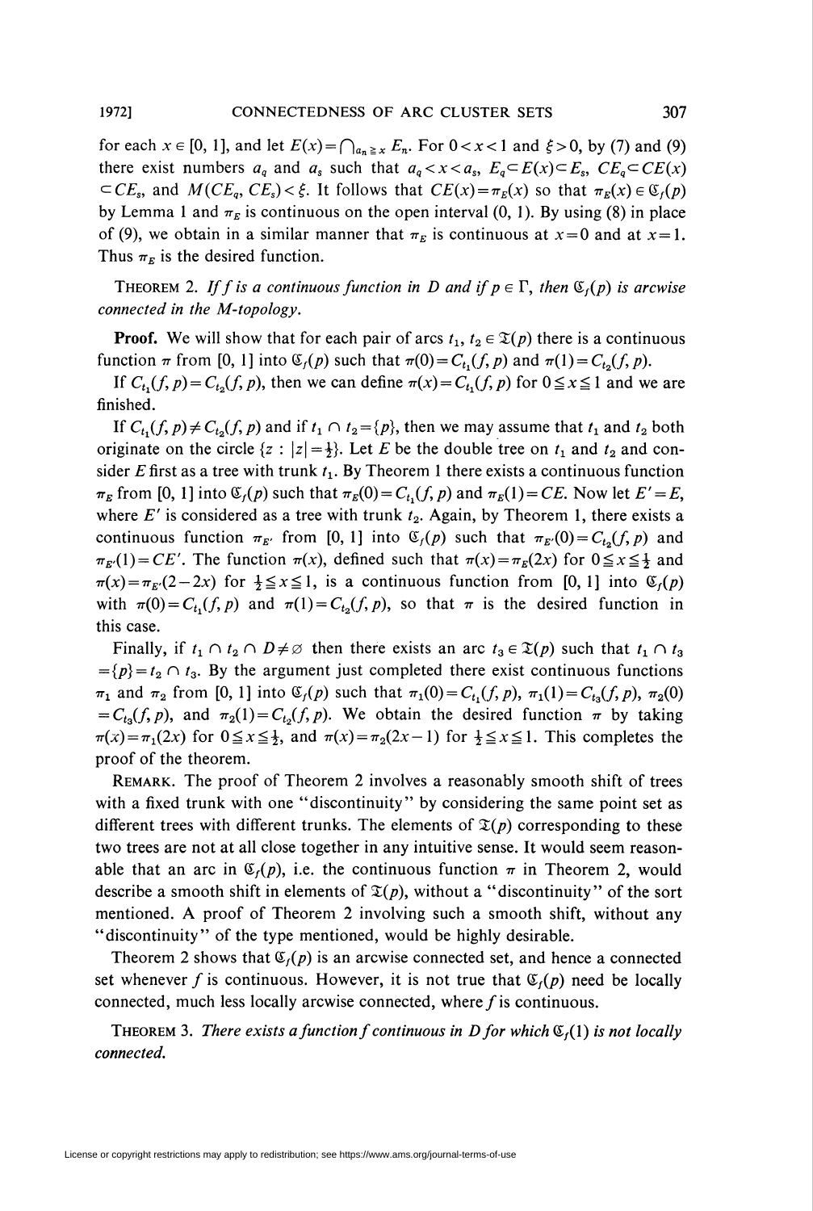for each $x \in [0, 1]$, and let $E(x) = \bigcap_{a_n \geqq x} E_n$. For $0 < x < 1$ and $\xi > 0$, by (7) and (9) there exist numbers $a_q$ and $a_s$ such that $a_q < x < a_s$, $E_q \subset E(x) \subset E_s$, $CE_q \subset CE(x) \subset CE_s$, and $M(CE_q, CE_s) < \xi$. It follows that $CE(x) = \pi_E(x)$ so that $\pi_E(x) \in \mathfrak{C}_f(p)$ by Lemma 1 and $\pi_E$ is continuous on the open interval $(0, 1)$. By using (8) in place of (9), we obtain in a similar manner that $\pi_E$ is continuous at $x = 0$ and at $x = 1$. Thus $\pi_E$ is the desired function.

THEOREM 2. *If $f$ is a continuous function in $D$ and if $p \in \Gamma$, then $\mathfrak{C}_f(p)$ is arcwise connected in the M-topology.*

**Proof.** We will show that for each pair of arcs $t_1, t_2 \in \mathfrak{T}(p)$ there is a continuous function $\pi$ from $[0, 1]$ into $\mathfrak{C}_f(p)$ such that $\pi(0) = C_{t_1}(f, p)$ and $\pi(1) = C_{t_2}(f, p)$.

If $C_{t_1}(f, p) = C_{t_2}(f, p)$, then we can define $\pi(x) = C_{t_1}(f, p)$ for $0 \leqq x \leqq 1$ and we are finished.

If $C_{t_1}(f, p) \neq C_{t_2}(f, p)$ and if $t_1 \cap t_2 = \{p\}$, then we may assume that $t_1$ and $t_2$ both originate on the circle $\{z : |z| = \frac{1}{2}\}$. Let $E$ be the double tree on $t_1$ and $t_2$ and consider $E$ first as a tree with trunk $t_1$. By Theorem 1 there exists a continuous function $\pi_E$ from $[0, 1]$ into $\mathfrak{C}_f(p)$ such that $\pi_E(0) = C_{t_1}(f, p)$ and $\pi_E(1) = CE$. Now let $E' = E$, where $E'$ is considered as a tree with trunk $t_2$. Again, by Theorem 1, there exists a continuous function $\pi_{E'}$ from $[0, 1]$ into $\mathfrak{C}_f(p)$ such that $\pi_{E'}(0) = C_{t_2}(f, p)$ and $\pi_{E'}(1) = CE'$. The function $\pi(x)$, defined such that $\pi(x) = \pi_E(2x)$ for $0 \leqq x \leqq \frac{1}{2}$ and $\pi(x) = \pi_{E'}(2 - 2x)$ for $\frac{1}{2} \leqq x \leqq 1$, is a continuous function from $[0, 1]$ into $\mathfrak{C}_f(p)$ with $\pi(0) = C_{t_1}(f, p)$ and $\pi(1) = C_{t_2}(f, p)$, so that $\pi$ is the desired function in this case.

Finally, if $t_1 \cap t_2 \cap D \neq \varnothing$ then there exists an arc $t_3 \in \mathfrak{T}(p)$ such that $t_1 \cap t_3 = \{p\} = t_2 \cap t_3$. By the argument just completed there exist continuous functions $\pi_1$ and $\pi_2$ from $[0, 1]$ into $\mathfrak{C}_f(p)$ such that $\pi_1(0) = C_{t_1}(f, p)$, $\pi_1(1) = C_{t_3}(f, p)$, $\pi_2(0) = C_{t_3}(f, p)$, and $\pi_2(1) = C_{t_2}(f, p)$. We obtain the desired function $\pi$ by taking $\pi(x) = \pi_1(2x)$ for $0 \leqq x \leqq \frac{1}{2}$, and $\pi(x) = \pi_2(2x - 1)$ for $\frac{1}{2} \leqq x \leqq 1$. This completes the proof of the theorem.

REMARK. The proof of Theorem 2 involves a reasonably smooth shift of trees with a fixed trunk with one "discontinuity" by considering the same point set as different trees with different trunks. The elements of $\mathfrak{T}(p)$ corresponding to these two trees are not at all close together in any intuitive sense. It would seem reasonable that an arc in $\mathfrak{C}_f(p)$, i.e. the continuous function $\pi$ in Theorem 2, would describe a smooth shift in elements of $\mathfrak{T}(p)$, without a "discontinuity" of the sort mentioned. A proof of Theorem 2 involving such a smooth shift, without any "discontinuity" of the type mentioned, would be highly desirable.

Theorem 2 shows that $\mathfrak{C}_f(p)$ is an arcwise connected set, and hence a connected set whenever $f$ is continuous. However, it is not true that $\mathfrak{C}_f(p)$ need be locally connected, much less locally arcwise connected, where $f$ is continuous.

THEOREM 3. *There exists a function $f$ continuous in $D$ for which $\mathfrak{C}_f(1)$ is not locally connected.*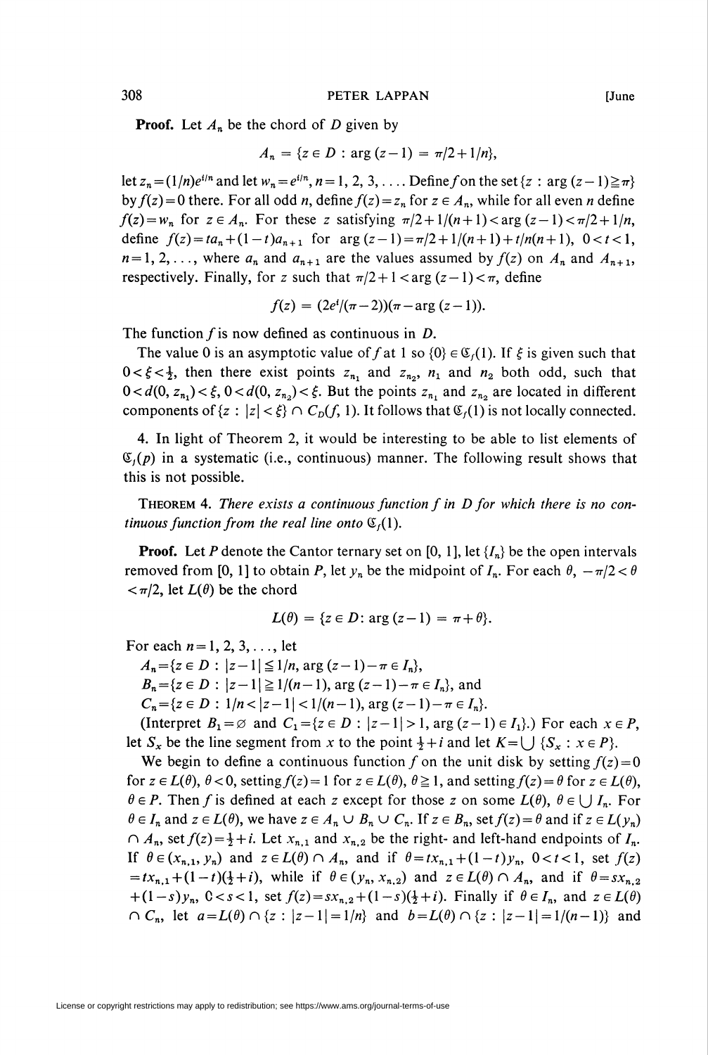**Proof.** Let $A_n$ be the chord of $D$ given by

$$A_n = \{z \in D : \arg(z-1) = \pi/2 + 1/n\},$$

let $z_n = (1/n)e^{i/n}$ and let $w_n = e^{i/n}$, $n = 1, 2, 3, \ldots$. Define $f$ on the set $\{z : \arg(z-1) \geqq \pi\}$ by $f(z) = 0$ there. For all odd $n$, define $f(z) = z_n$ for $z \in A_n$, while for all even $n$ define $f(z) = w_n$ for $z \in A_n$. For these $z$ satisfying $\pi/2 + 1/(n+1) < \arg(z-1) < \pi/2 + 1/n$, define $f(z) = ta_n + (1-t)a_{n+1}$ for $\arg(z-1) = \pi/2 + 1/(n+1) + t/n(n+1)$, $0 < t < 1$, $n = 1, 2, \ldots$, where $a_n$ and $a_{n+1}$ are the values assumed by $f(z)$ on $A_n$ and $A_{n+1}$, respectively. Finally, for $z$ such that $\pi/2 + 1 < \arg(z-1) < \pi$, define

$$f(z) = (2e^i/(\pi-2))(\pi - \arg(z-1)).$$

The function $f$ is now defined as continuous in $D$.

The value 0 is an asymptotic value of $f$ at 1 so $\{0\} \in \mathfrak{C}_f(1)$. If $\xi$ is given such that $0 < \xi < \frac{1}{2}$, then there exist points $z_{n_1}$ and $z_{n_2}$, $n_1$ and $n_2$ both odd, such that $0 < d(0, z_{n_1}) < \xi$, $0 < d(0, z_{n_2}) < \xi$. But the points $z_{n_1}$ and $z_{n_2}$ are located in different components of $\{z : |z| < \xi\} \cap C_D(f, 1)$. It follows that $\mathfrak{C}_f(1)$ is not locally connected.

4. In light of Theorem 2, it would be interesting to be able to list elements of $\mathfrak{C}_f(p)$ in a systematic (i.e., continuous) manner. The following result shows that this is not possible.

THEOREM 4. *There exists a continuous function $f$ in $D$ for which there is no continuous function from the real line onto $\mathfrak{C}_f(1)$.*

**Proof.** Let $P$ denote the Cantor ternary set on $[0, 1]$, let $\{I_n\}$ be the open intervals removed from $[0, 1]$ to obtain $P$, let $y_n$ be the midpoint of $I_n$. For each $\theta$, $-\pi/2 < \theta < \pi/2$, let $L(\theta)$ be the chord

$$L(\theta) = \{z \in D : \arg(z-1) = \pi + \theta\}.$$

For each $n = 1, 2, 3, \ldots$, let

$A_n = \{z \in D : |z-1| \leqq 1/n, \arg(z-1) - \pi \in I_n\}$,

$B_n = \{z \in D : |z-1| \geqq 1/(n-1), \arg(z-1) - \pi \in I_n\}$, and

$C_n = \{z \in D : 1/n < |z-1| < 1/(n-1), \arg(z-1) - \pi \in I_n\}$.

(Interpret $B_1 = \varnothing$ and $C_1 = \{z \in D : |z-1| > 1, \arg(z-1) \in I_1\}$.) For each $x \in P$, let $S_x$ be the line segment from $x$ to the point $\frac{1}{2} + i$ and let $K = \bigcup \{S_x : x \in P\}$.

We begin to define a continuous function $f$ on the unit disk by setting $f(z) = 0$ for $z \in L(\theta)$, $\theta < 0$, setting $f(z) = 1$ for $z \in L(\theta)$, $\theta \geqq 1$, and setting $f(z) = \theta$ for $z \in L(\theta)$, $\theta \in P$. Then $f$ is defined at each $z$ except for those $z$ on some $L(\theta)$, $\theta \in \bigcup I_n$. For $\theta \in I_n$ and $z \in L(\theta)$, we have $z \in A_n \cup B_n \cup C_n$. If $z \in B_n$, set $f(z) = \theta$ and if $z \in L(y_n) \cap A_n$, set $f(z) = \frac{1}{2} + i$. Let $x_{n,1}$ and $x_{n,2}$ be the right- and left-hand endpoints of $I_n$. If $\theta \in (x_{n,1}, y_n)$ and $z \in L(\theta) \cap A_n$, and if $\theta = tx_{n,1} + (1-t)y_n$, $0 < t < 1$, set $f(z) = tx_{n,1} + (1-t)(\frac{1}{2} + i)$, while if $\theta \in (y_n, x_{n,2})$ and $z \in L(\theta) \cap A_n$, and if $\theta = sx_{n,2} + (1-s)y_n$, $0 < s < 1$, set $f(z) = sx_{n,2} + (1-s)(\frac{1}{2} + i)$. Finally if $\theta \in I_n$, and $z \in L(\theta) \cap C_n$, let $a = L(\theta) \cap \{z : |z-1| = 1/n\}$ and $b = L(\theta) \cap \{z : |z-1| = 1/(n-1)\}$ and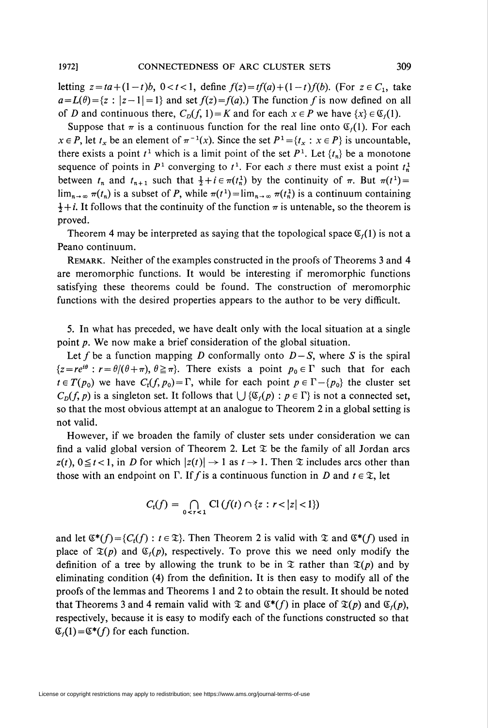letting $z=ta+(1-t)b$, $0<t<1$, define $f(z)=tf(a)+(1-t)f(b)$. (For $z \in C_1$, take $a=L(\theta)=\{z : |z-1|=1\}$ and set $f(z)=f(a)$.) The function $f$ is now defined on all of $D$ and continuous there, $C_D(f, 1)=K$ and for each $x \in P$ we have $\{x\} \in \mathfrak{C}_f(1)$.

Suppose that $\pi$ is a continuous function for the real line onto $\mathfrak{C}_f(1)$. For each $x \in P$, let $t_x$ be an element of $\pi^{-1}(x)$. Since the set $P^1=\{t_x : x \in P\}$ is uncountable, there exists a point $t^1$ which is a limit point of the set $P^1$. Let $\{t_n\}$ be a monotone sequence of points in $P^1$ converging to $t^1$. For each $s$ there must exist a point $t_n^1$ between $t_n$ and $t_{n+1}$ such that $\frac{1}{2}+i \in \pi(t_n^1)$ by the continuity of $\pi$. But $\pi(t^1)=\lim_{n\to\infty} \pi(t_n)$ is a subset of $P$, while $\pi(t^1)=\lim_{n\to\infty} \pi(t_n^1)$ is a continuum containing $\frac{1}{2}+i$. It follows that the continuity of the function $\pi$ is untenable, so the theorem is proved.

Theorem 4 may be interpreted as saying that the topological space $\mathfrak{C}_f(1)$ is not a Peano continuum.

REMARK. Neither of the examples constructed in the proofs of Theorems 3 and 4 are meromorphic functions. It would be interesting if meromorphic functions satisfying these theorems could be found. The construction of meromorphic functions with the desired properties appears to the author to be very difficult.

5. In what has preceded, we have dealt only with the local situation at a single point $p$. We now make a brief consideration of the global situation.

Let $f$ be a function mapping $D$ conformally onto $D-S$, where $S$ is the spiral $\{z=re^{i\theta} : r=\theta/(\theta+\pi),\ \theta \geqq \pi\}$. There exists a point $p_0 \in \Gamma$ such that for each $t \in T(p_0)$ we have $C_t(f, p_0)=\Gamma$, while for each point $p \in \Gamma-\{p_0\}$ the cluster set $C_D(f, p)$ is a singleton set. It follows that $\bigcup \{\mathfrak{C}_f(p) : p \in \Gamma\}$ is not a connected set, so that the most obvious attempt at an analogue to Theorem 2 in a global setting is not valid.

However, if we broaden the family of cluster sets under consideration we can find a valid global version of Theorem 2. Let $\mathfrak{T}$ be the family of all Jordan arcs $z(t)$, $0 \leqq t < 1$, in $D$ for which $|z(t)| \to 1$ as $t \to 1$. Then $\mathfrak{T}$ includes arcs other than those with an endpoint on $\Gamma$. If $f$ is a continuous function in $D$ and $t \in \mathfrak{T}$, let

$$C_t(f) = \bigcap_{0<r<1} \mathrm{Cl}\,(f(t) \cap \{z : r<|z|<1\})$$

and let $\mathfrak{C}^*(f)=\{C_t(f) : t \in \mathfrak{T}\}$. Then Theorem 2 is valid with $\mathfrak{T}$ and $\mathfrak{C}^*(f)$ used in place of $\mathfrak{T}(p)$ and $\mathfrak{C}_f(p)$, respectively. To prove this we need only modify the definition of a tree by allowing the trunk to be in $\mathfrak{T}$ rather than $\mathfrak{T}(p)$ and by eliminating condition (4) from the definition. It is then easy to modify all of the proofs of the lemmas and Theorems 1 and 2 to obtain the result. It should be noted that Theorems 3 and 4 remain valid with $\mathfrak{T}$ and $\mathfrak{C}^*(f)$ in place of $\mathfrak{T}(p)$ and $\mathfrak{C}_f(p)$, respectively, because it is easy to modify each of the functions constructed so that $\mathfrak{C}_f(1)=\mathfrak{C}^*(f)$ for each function.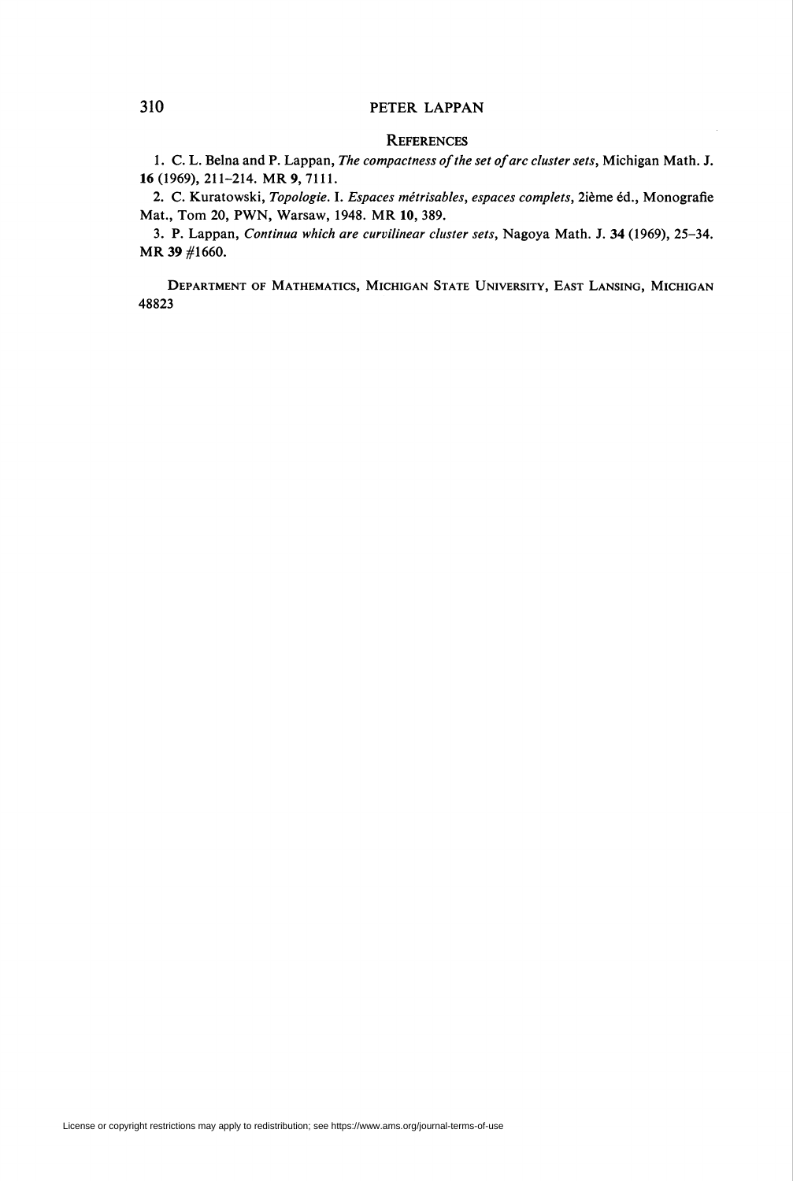## References

1. C. L. Belna and P. Lappan, *The compactness of the set of arc cluster sets*, Michigan Math. J. **16** (1969), 211–214. MR **9**, 7111.

2. C. Kuratowski, *Topologie*. I. *Espaces métrisables, espaces complets*, 2ième éd., Monografie Mat., Tom 20, PWN, Warsaw, 1948. MR **10**, 389.

3. P. Lappan, *Continua which are curvilinear cluster sets*, Nagoya Math. J. **34** (1969), 25–34. MR **39** #1660.

Department of Mathematics, Michigan State University, East Lansing, Michigan 48823

License or copyright restrictions may apply to redistribution; see https://www.ams.org/journal-terms-of-use